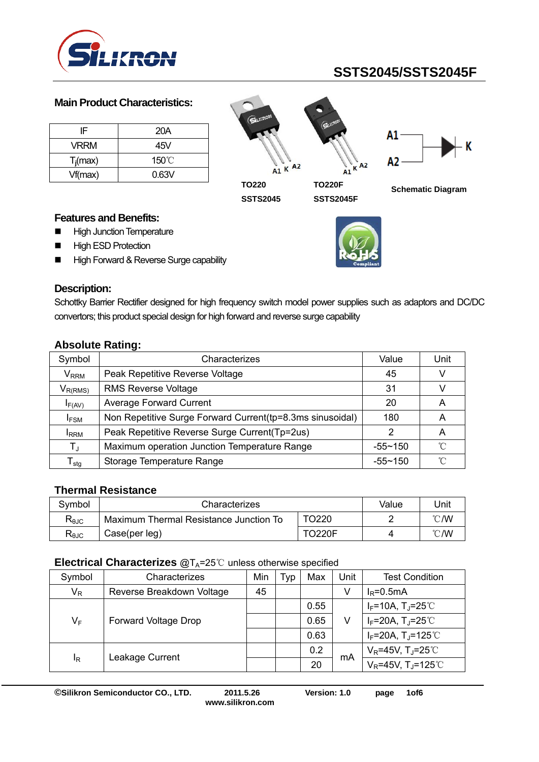# SSTS2045/SSTS2045F

## Main Product Characteristics:

| IF | 20A |
|---|---|
| VRRM | 45V |
| $T_j$(max) | 150℃ |
| Vf(max) | 0.63V |

TO220 SSTS2045

TO220F SSTS2045F

Schematic Diagram

A1, A2, K

## Features and Benefits:

- High Junction Temperature
- High ESD Protection
- High Forward & Reverse Surge capability

## Description:

Schottky Barrier Rectifier designed for high frequency switch model power supplies such as adaptors and DC/DC convertors; this product special design for high forward and reverse surge capability

## Absolute Rating:

| Symbol | Characterizes | Value | Unit |
|---|---|---|---|
| $V_{RRM}$ | Peak Repetitive Reverse Voltage | 45 | V |
| $V_{R(RMS)}$ | RMS Reverse Voltage | 31 | V |
| $I_{F(AV)}$ | Average Forward Current | 20 | A |
| $I_{FSM}$ | Non Repetitive Surge Forward Current(tp=8.3ms sinusoidal) | 180 | A |
| $I_{RRM}$ | Peak Repetitive Reverse Surge Current(Tp=2us) | 2 | A |
| $T_J$ | Maximum operation Junction Temperature Range | -55~150 | ℃ |
| $T_{stg}$ | Storage Temperature Range | -55~150 | ℃ |

## Thermal Resistance

| Symbol | Characterizes | | Value | Unit |
|---|---|---|---|---|
| $R_{\theta JC}$ | Maximum Thermal Resistance Junction To Case(per leg) | TO220 | 2 | ℃/W |
| $R_{\theta JC}$ | | TO220F | 4 | ℃/W |

## Electrical Characterizes @$T_A$=25℃ unless otherwise specified

| Symbol | Characterizes | Min | Typ | Max | Unit | Test Condition |
|---|---|---|---|---|---|---|
| $V_R$ | Reverse Breakdown Voltage | 45 | | | V | $I_R$=0.5mA |
| $V_F$ | Forward Voltage Drop | | | 0.55 | V | $I_F$=10A, $T_J$=25℃ |
| | | | | 0.65 | | $I_F$=20A, $T_J$=25℃ |
| | | | | 0.63 | | $I_F$=20A, $T_J$=125℃ |
| $I_R$ | Leakage Current | | | 0.2 | mA | $V_R$=45V, $T_J$=25℃ |
| | | | | 20 | | $V_R$=45V, $T_J$=125℃ |

©Silikron Semiconductor CO., LTD. 2011.5.26 Version: 1.0 www.silikron.com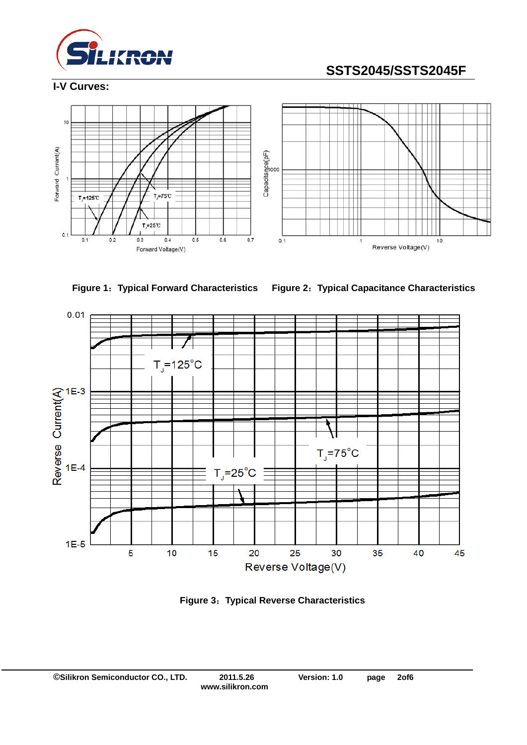## I-V Curves:

Forward Current(A)

10

1

0.1

T_J=125℃

T_J=75℃

T_J=25℃

0.1 0.2 0.3 0.4 0.5 0.6 0.7

Forward Voltage(V)

Capacitance(pF)

1000

0.1 1 10

Reverse Voltage(V)

**Figure 1：Typical Forward Characteristics** **Figure 2：Typical Capacitance Characteristics**

0.01

1E-3

1E-4

1E-5

Reverse Current(A)

T_J=125°C

T_J=75°C

T_J=25°C

5 10 15 20 25 30 35 40 45

Reverse Voltage(V)

**Figure 3：Typical Reverse Characteristics**

©Silikron Semiconductor CO., LTD. 2011.5.26 Version: 1.0
www.silikron.com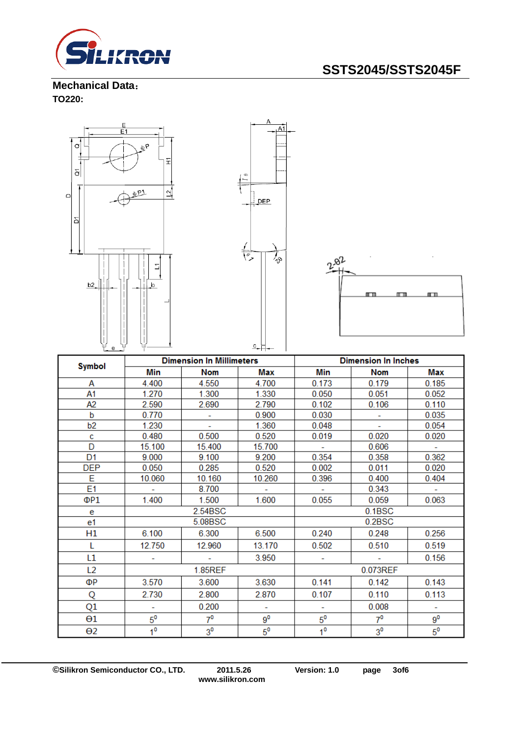**Mechanical Data**：

**TO220:**

E
E1
Q
ΦP
H1
Q1
D
ΦP1
L2
D1
L1
b2
b
L
e
A
A1
T θ
DEP
θ1
θ2
c
2-θ2

| Symbol | Dimension In Millimeters | | | Dimension In Inches | | |
|---|---|---|---|---|---|---|
| | Min | Nom | Max | Min | Nom | Max |
| A | 4.400 | 4.550 | 4.700 | 0.173 | 0.179 | 0.185 |
| A1 | 1.270 | 1.300 | 1.330 | 0.050 | 0.051 | 0.052 |
| A2 | 2.590 | 2.690 | 2.790 | 0.102 | 0.106 | 0.110 |
| b | 0.770 | - | 0.900 | 0.030 | - | 0.035 |
| b2 | 1.230 | - | 1.360 | 0.048 | - | 0.054 |
| c | 0.480 | 0.500 | 0.520 | 0.019 | 0.020 | 0.020 |
| D | 15.100 | 15.400 | 15.700 | - | 0.606 | - |
| D1 | 9.000 | 9.100 | 9.200 | 0.354 | 0.358 | 0.362 |
| DEP | 0.050 | 0.285 | 0.520 | 0.002 | 0.011 | 0.020 |
| E | 10.060 | 10.160 | 10.260 | 0.396 | 0.400 | 0.404 |
| E1 | - | 8.700 | - | - | 0.343 | - |
| ΦP1 | 1.400 | 1.500 | 1.600 | 0.055 | 0.059 | 0.063 |
| e | | 2.54BSC | | | 0.1BSC | |
| e1 | | 5.08BSC | | | 0.2BSC | |
| H1 | 6.100 | 6.300 | 6.500 | 0.240 | 0.248 | 0.256 |
| L | 12.750 | 12.960 | 13.170 | 0.502 | 0.510 | 0.519 |
| L1 | - | - | 3.950 | - | - | 0.156 |
| L2 | | 1.85REF | | | 0.073REF | |
| ΦP | 3.570 | 3.600 | 3.630 | 0.141 | 0.142 | 0.143 |
| Q | 2.730 | 2.800 | 2.870 | 0.107 | 0.110 | 0.113 |
| Q1 | - | 0.200 | - | - | 0.008 | - |
| θ1 | $5^0$ | $7^0$ | $9^0$ | $5^0$ | $7^0$ | $9^0$ |
| θ2 | $1^0$ | $3^0$ | $5^0$ | $1^0$ | $3^0$ | $5^0$ |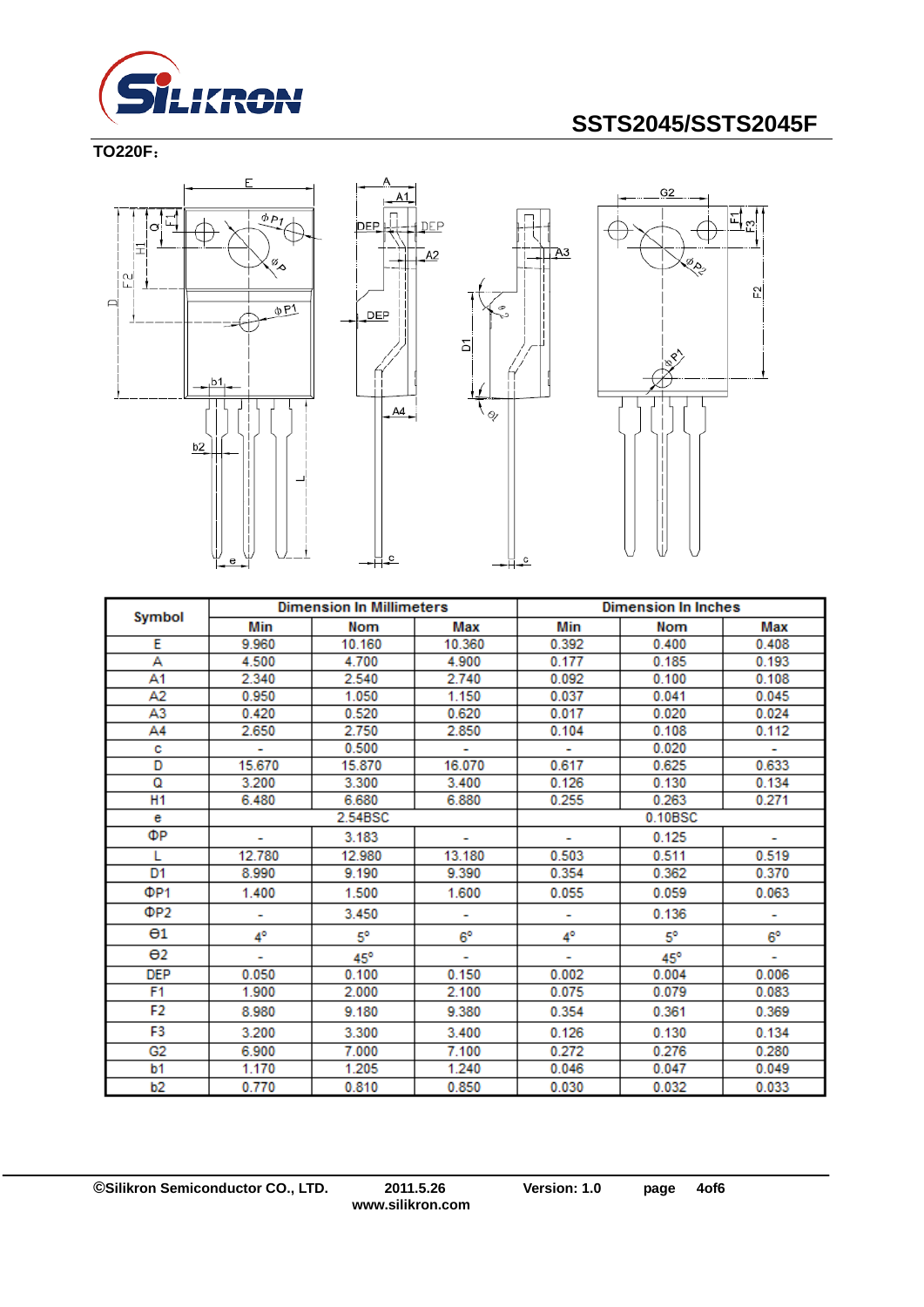**TO220F：**

E
A
A1
DEP
DEP
A2
A3
G2
ΦP1
ΦP
ΦP1
ΦP2
ΦP1
Q
F1
H1
F2
D
DEP
D1
θ2
θ1
F1
F3
F2
b1
b2
A4
L
e
c
c

| Symbol | Dimension In Millimeters | | | Dimension In Inches | | |
|---|---|---|---|---|---|---|
| | Min | Nom | Max | Min | Nom | Max |
| E | 9.960 | 10.160 | 10.360 | 0.392 | 0.400 | 0.408 |
| A | 4.500 | 4.700 | 4.900 | 0.177 | 0.185 | 0.193 |
| A1 | 2.340 | 2.540 | 2.740 | 0.092 | 0.100 | 0.108 |
| A2 | 0.950 | 1.050 | 1.150 | 0.037 | 0.041 | 0.045 |
| A3 | 0.420 | 0.520 | 0.620 | 0.017 | 0.020 | 0.024 |
| A4 | 2.650 | 2.750 | 2.850 | 0.104 | 0.108 | 0.112 |
| c | - | 0.500 | - | - | 0.020 | - |
| D | 15.670 | 15.870 | 16.070 | 0.617 | 0.625 | 0.633 |
| Q | 3.200 | 3.300 | 3.400 | 0.126 | 0.130 | 0.134 |
| H1 | 6.480 | 6.680 | 6.880 | 0.255 | 0.263 | 0.271 |
| e | 2.54BSC | | | 0.10BSC | | |
| ΦP | - | 3.183 | - | - | 0.125 | - |
| L | 12.780 | 12.980 | 13.180 | 0.503 | 0.511 | 0.519 |
| D1 | 8.990 | 9.190 | 9.390 | 0.354 | 0.362 | 0.370 |
| ΦP1 | 1.400 | 1.500 | 1.600 | 0.055 | 0.059 | 0.063 |
| ΦP2 | - | 3.450 | - | - | 0.136 | - |
| θ1 | 4° | 5° | 6° | 4° | 5° | 6° |
| θ2 | - | 45° | - | - | 45° | - |
| DEP | 0.050 | 0.100 | 0.150 | 0.002 | 0.004 | 0.006 |
| F1 | 1.900 | 2.000 | 2.100 | 0.075 | 0.079 | 0.083 |
| F2 | 8.980 | 9.180 | 9.380 | 0.354 | 0.361 | 0.369 |
| F3 | 3.200 | 3.300 | 3.400 | 0.126 | 0.130 | 0.134 |
| G2 | 6.900 | 7.000 | 7.100 | 0.272 | 0.276 | 0.280 |
| b1 | 1.170 | 1.205 | 1.240 | 0.046 | 0.047 | 0.049 |
| b2 | 0.770 | 0.810 | 0.850 | 0.030 | 0.032 | 0.033 |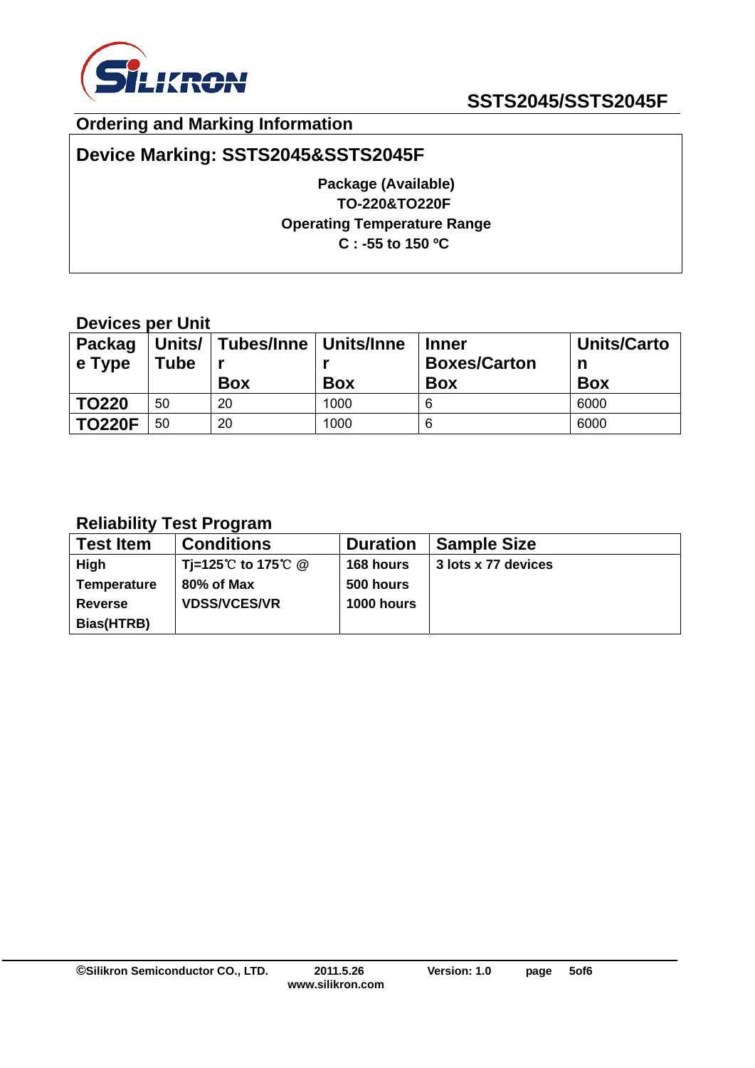## Ordering and Marking Information

### Device Marking: SSTS2045&SSTS2045F

**Package (Available)**
**TO-220&TO220F**
**Operating Temperature Range**
**C : -55 to 150 ºC**

### Devices per Unit

| Package Type | Units/ Tube | Tubes/Inner Box | Units/Inner Box | Inner Boxes/Carton Box | Units/Carton Box |
|---|---|---|---|---|---|
| TO220 | 50 | 20 | 1000 | 6 | 6000 |
| TO220F | 50 | 20 | 1000 | 6 | 6000 |

### Reliability Test Program

| Test Item | Conditions | Duration | Sample Size |
|---|---|---|---|
| High Temperature Reverse Bias(HTRB) | Tj=125℃ to 175℃ @ 80% of Max VDSS/VCES/VR | 168 hours<br>500 hours<br>1000 hours | 3 lots x 77 devices |

©Silikron Semiconductor CO., LTD. 2011.5.26 Version: 1.0
www.silikron.com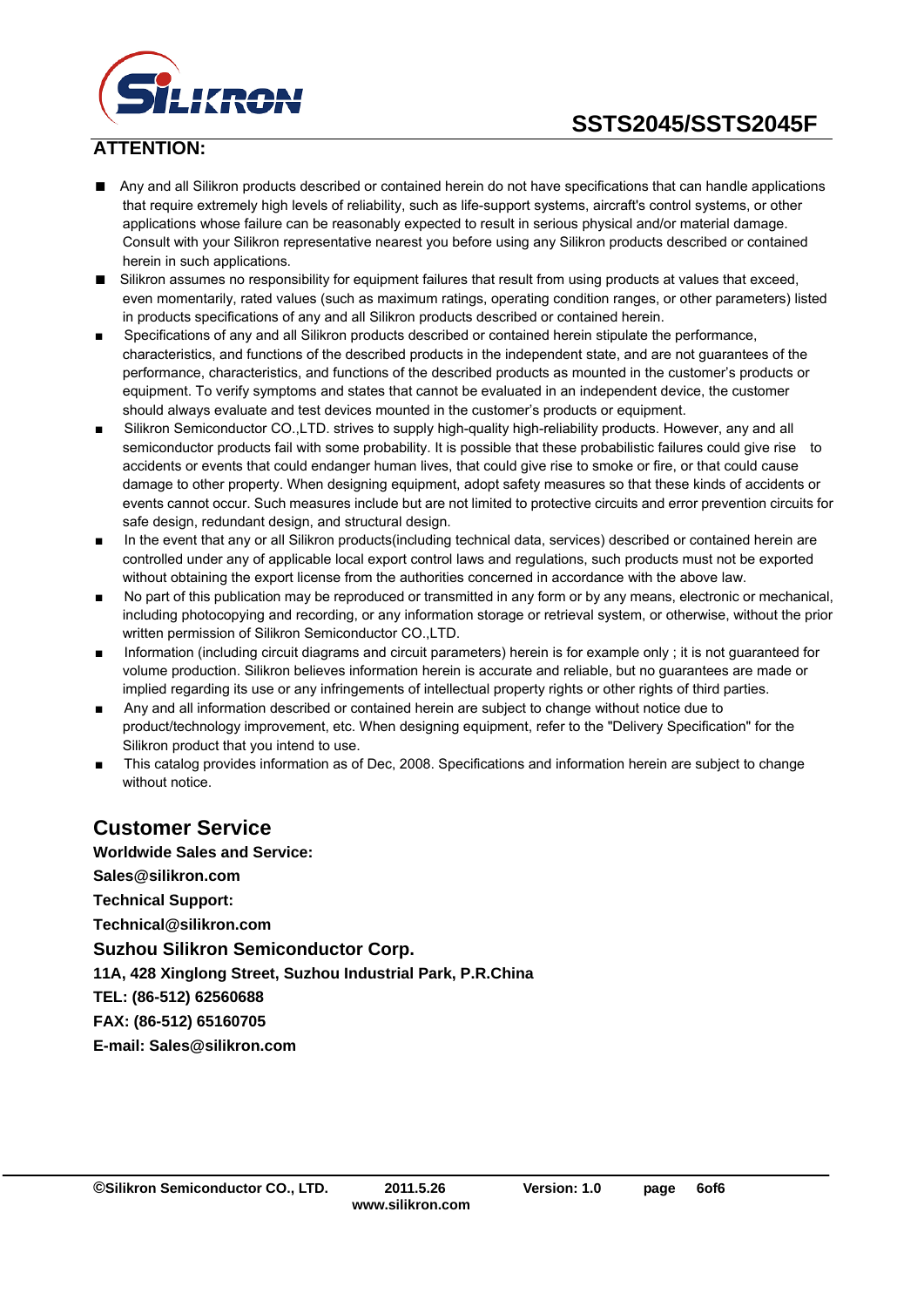## ATTENTION:

- Any and all Silikron products described or contained herein do not have specifications that can handle applications that require extremely high levels of reliability, such as life-support systems, aircraft's control systems, or other applications whose failure can be reasonably expected to result in serious physical and/or material damage. Consult with your Silikron representative nearest you before using any Silikron products described or contained herein in such applications.
- Silikron assumes no responsibility for equipment failures that result from using products at values that exceed, even momentarily, rated values (such as maximum ratings, operating condition ranges, or other parameters) listed in products specifications of any and all Silikron products described or contained herein.
- Specifications of any and all Silikron products described or contained herein stipulate the performance, characteristics, and functions of the described products in the independent state, and are not guarantees of the performance, characteristics, and functions of the described products as mounted in the customer's products or equipment. To verify symptoms and states that cannot be evaluated in an independent device, the customer should always evaluate and test devices mounted in the customer's products or equipment.
- Silikron Semiconductor CO.,LTD. strives to supply high-quality high-reliability products. However, any and all semiconductor products fail with some probability. It is possible that these probabilistic failures could give rise to accidents or events that could endanger human lives, that could give rise to smoke or fire, or that could cause damage to other property. When designing equipment, adopt safety measures so that these kinds of accidents or events cannot occur. Such measures include but are not limited to protective circuits and error prevention circuits for safe design, redundant design, and structural design.
- In the event that any or all Silikron products(including technical data, services) described or contained herein are controlled under any of applicable local export control laws and regulations, such products must not be exported without obtaining the export license from the authorities concerned in accordance with the above law.
- No part of this publication may be reproduced or transmitted in any form or by any means, electronic or mechanical, including photocopying and recording, or any information storage or retrieval system, or otherwise, without the prior written permission of Silikron Semiconductor CO.,LTD.
- Information (including circuit diagrams and circuit parameters) herein is for example only ; it is not guaranteed for volume production. Silikron believes information herein is accurate and reliable, but no guarantees are made or implied regarding its use or any infringements of intellectual property rights or other rights of third parties.
- Any and all information described or contained herein are subject to change without notice due to product/technology improvement, etc. When designing equipment, refer to the "Delivery Specification" for the Silikron product that you intend to use.
- This catalog provides information as of Dec, 2008. Specifications and information herein are subject to change without notice.

## Customer Service

**Worldwide Sales and Service:**

**Sales@silikron.com**

**Technical Support:**

**Technical@silikron.com**

### Suzhou Silikron Semiconductor Corp.

**11A, 428 Xinglong Street, Suzhou Industrial Park, P.R.China**

**TEL: (86-512) 62560688**

**FAX: (86-512) 65160705**

**E-mail: Sales@silikron.com**